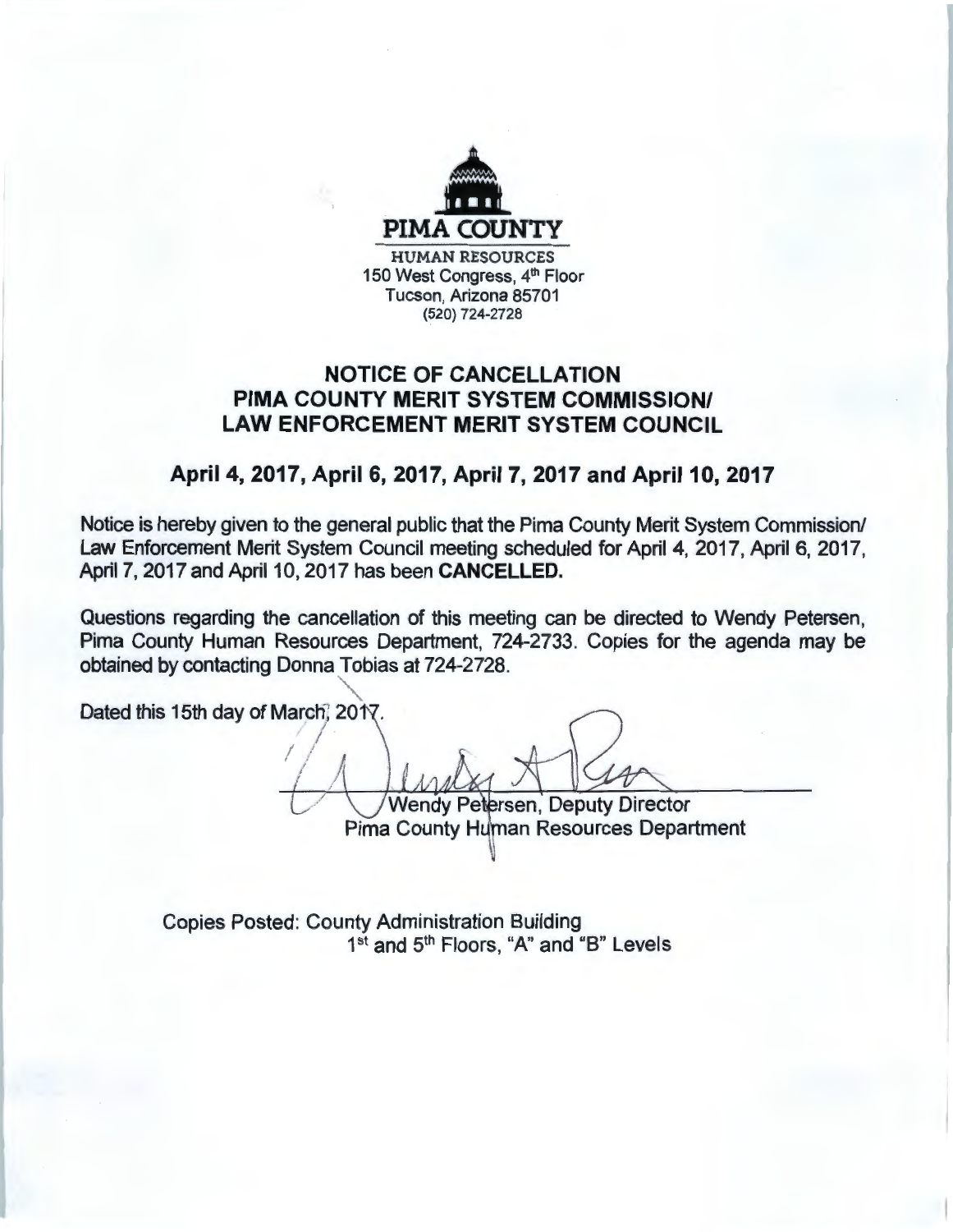**PIMA COUNTY**

HUMAN RESOURCES
150 West Congress, 4th Floor
Tucson, Arizona 85701
(520) 724-2728

## NOTICE OF CANCELLATION
## PIMA COUNTY MERIT SYSTEM COMMISSION/ LAW ENFORCEMENT MERIT SYSTEM COUNCIL

### April 4, 2017, April 6, 2017, April 7, 2017 and April 10, 2017

Notice is hereby given to the general public that the Pima County Merit System Commission/ Law Enforcement Merit System Council meeting scheduled for April 4, 2017, April 6, 2017, April 7, 2017 and April 10, 2017 has been **CANCELLED.**

Questions regarding the cancellation of this meeting can be directed to Wendy Petersen, Pima County Human Resources Department, 724-2733. Copies for the agenda may be obtained by contacting Donna Tobias at 724-2728.

Dated this 15th day of March, 2017.

Wendy Petersen, Deputy Director
Pima County Human Resources Department

Copies Posted: County Administration Building
1st and 5th Floors, "A" and "B" Levels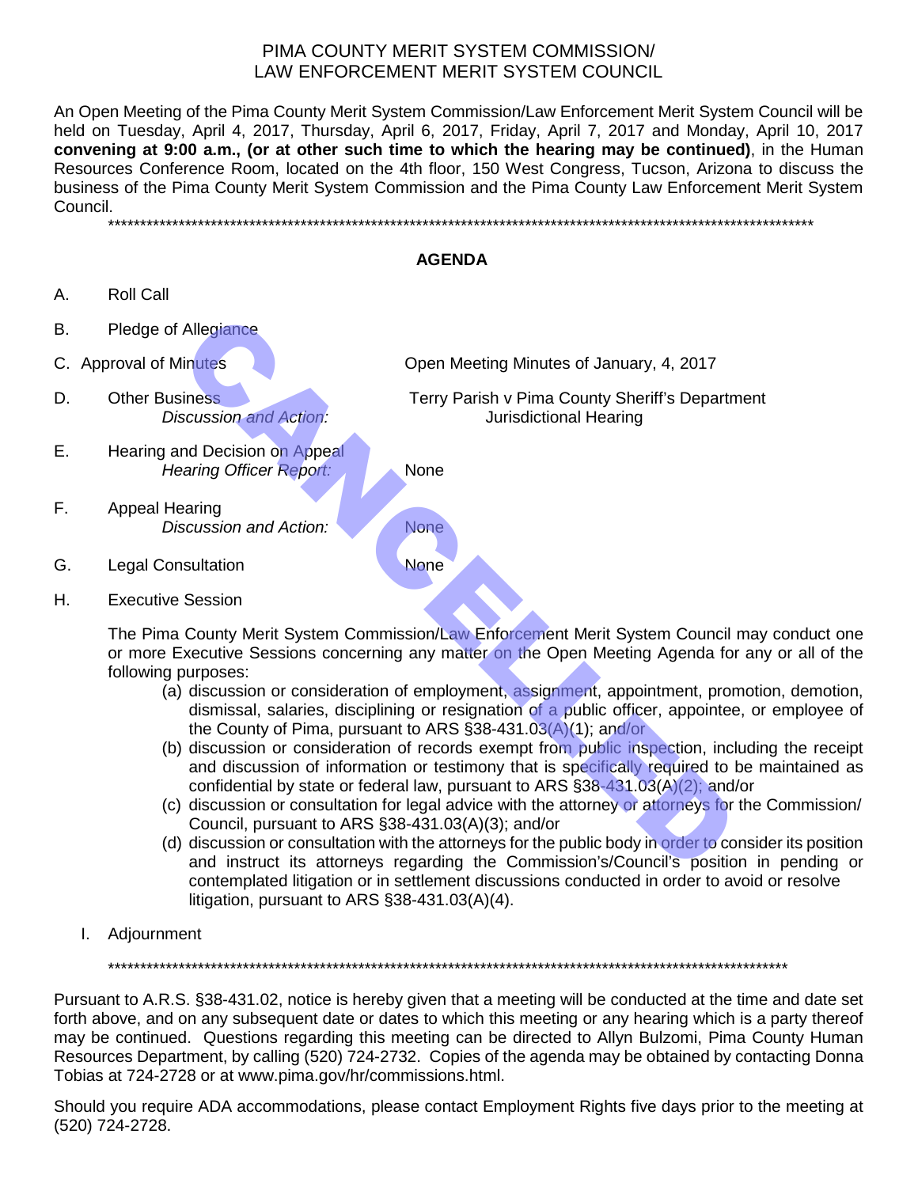PIMA COUNTY MERIT SYSTEM COMMISSION/
LAW ENFORCEMENT MERIT SYSTEM COUNCIL

An Open Meeting of the Pima County Merit System Commission/Law Enforcement Merit System Council will be held on Tuesday, April 4, 2017, Thursday, April 6, 2017, Friday, April 7, 2017 and Monday, April 10, 2017 **convening at 9:00 a.m., (or at other such time to which the hearing may be continued)**, in the Human Resources Conference Room, located on the 4th floor, 150 West Congress, Tucson, Arizona to discuss the business of the Pima County Merit System Commission and the Pima County Law Enforcement Merit System Council.

CANCELLED

**AGENDA**

A. Roll Call

B. Pledge of Allegiance

C. Approval of Minutes — Open Meeting Minutes of January, 4, 2017

D. Other Business — Terry Parish v Pima County Sheriff's Department
*Discussion and Action:* Jurisdictional Hearing

E. Hearing and Decision on Appeal
*Hearing Officer Report:* None

F. Appeal Hearing
*Discussion and Action:* None

G. Legal Consultation — None

H. Executive Session

The Pima County Merit System Commission/Law Enforcement Merit System Council may conduct one or more Executive Sessions concerning any matter on the Open Meeting Agenda for any or all of the following purposes:

(a) discussion or consideration of employment, assignment, appointment, promotion, demotion, dismissal, salaries, disciplining or resignation of a public officer, appointee, or employee of the County of Pima, pursuant to ARS §38-431.03(A)(1); and/or
(b) discussion or consideration of records exempt from public inspection, including the receipt and discussion of information or testimony that is specifically required to be maintained as confidential by state or federal law, pursuant to ARS §38-431.03(A)(2); and/or
(c) discussion or consultation for legal advice with the attorney or attorneys for the Commission/ Council, pursuant to ARS §38-431.03(A)(3); and/or
(d) discussion or consultation with the attorneys for the public body in order to consider its position and instruct its attorneys regarding the Commission's/Council's position in pending or contemplated litigation or in settlement discussions conducted in order to avoid or resolve litigation, pursuant to ARS §38-431.03(A)(4).

I. Adjournment

Pursuant to A.R.S. §38-431.02, notice is hereby given that a meeting will be conducted at the time and date set forth above, and on any subsequent date or dates to which this meeting or any hearing which is a party thereof may be continued. Questions regarding this meeting can be directed to Allyn Bulzomi, Pima County Human Resources Department, by calling (520) 724-2732. Copies of the agenda may be obtained by contacting Donna Tobias at 724-2728 or at www.pima.gov/hr/commissions.html.

Should you require ADA accommodations, please contact Employment Rights five days prior to the meeting at (520) 724-2728.